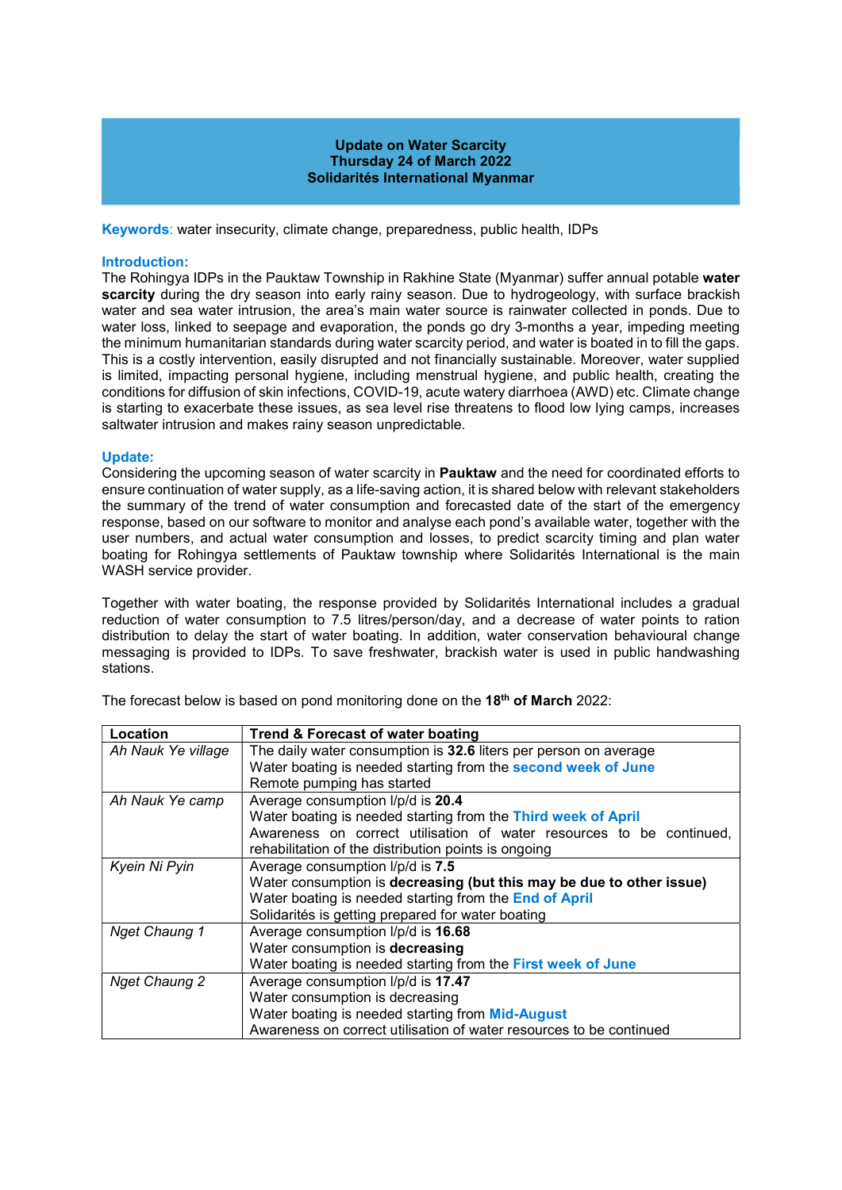# Update on Water Scarcity
**Thursday 24 of March 2022**
**Solidarités International Myanmar**

**Keywords**: water insecurity, climate change, preparedness, public health, IDPs

## Introduction:

The Rohingya IDPs in the Pauktaw Township in Rakhine State (Myanmar) suffer annual potable **water scarcity** during the dry season into early rainy season. Due to hydrogeology, with surface brackish water and sea water intrusion, the area's main water source is rainwater collected in ponds. Due to water loss, linked to seepage and evaporation, the ponds go dry 3-months a year, impeding meeting the minimum humanitarian standards during water scarcity period, and water is boated in to fill the gaps. This is a costly intervention, easily disrupted and not financially sustainable. Moreover, water supplied is limited, impacting personal hygiene, including menstrual hygiene, and public health, creating the conditions for diffusion of skin infections, COVID-19, acute watery diarrhoea (AWD) etc. Climate change is starting to exacerbate these issues, as sea level rise threatens to flood low lying camps, increases saltwater intrusion and makes rainy season unpredictable.

## Update:

Considering the upcoming season of water scarcity in **Pauktaw** and the need for coordinated efforts to ensure continuation of water supply, as a life-saving action, it is shared below with relevant stakeholders the summary of the trend of water consumption and forecasted date of the start of the emergency response, based on our software to monitor and analyse each pond's available water, together with the user numbers, and actual water consumption and losses, to predict scarcity timing and plan water boating for Rohingya settlements of Pauktaw township where Solidarités International is the main WASH service provider.

Together with water boating, the response provided by Solidarités International includes a gradual reduction of water consumption to 7.5 litres/person/day, and a decrease of water points to ration distribution to delay the start of water boating. In addition, water conservation behavioural change messaging is provided to IDPs. To save freshwater, brackish water is used in public handwashing stations.

The forecast below is based on pond monitoring done on the **18th of March** 2022:

| Location | Trend & Forecast of water boating |
| --- | --- |
| *Ah Nauk Ye village* | The daily water consumption is **32.6** liters per person on average<br>Water boating is needed starting from the **second week of June**<br>Remote pumping has started |
| *Ah Nauk Ye camp* | Average consumption l/p/d is **20.4**<br>Water boating is needed starting from the **Third week of April**<br>Awareness on correct utilisation of water resources to be continued, rehabilitation of the distribution points is ongoing |
| *Kyein Ni Pyin* | Average consumption l/p/d is **7.5**<br>Water consumption is **decreasing (but this may be due to other issue)**<br>Water boating is needed starting from the **End of April**<br>Solidarités is getting prepared for water boating |
| *Nget Chaung 1* | Average consumption l/p/d is **16.68**<br>Water consumption is **decreasing**<br>Water boating is needed starting from the **First week of June** |
| *Nget Chaung 2* | Average consumption l/p/d is **17.47**<br>Water consumption is decreasing<br>Water boating is needed starting from **Mid-August**<br>Awareness on correct utilisation of water resources to be continued |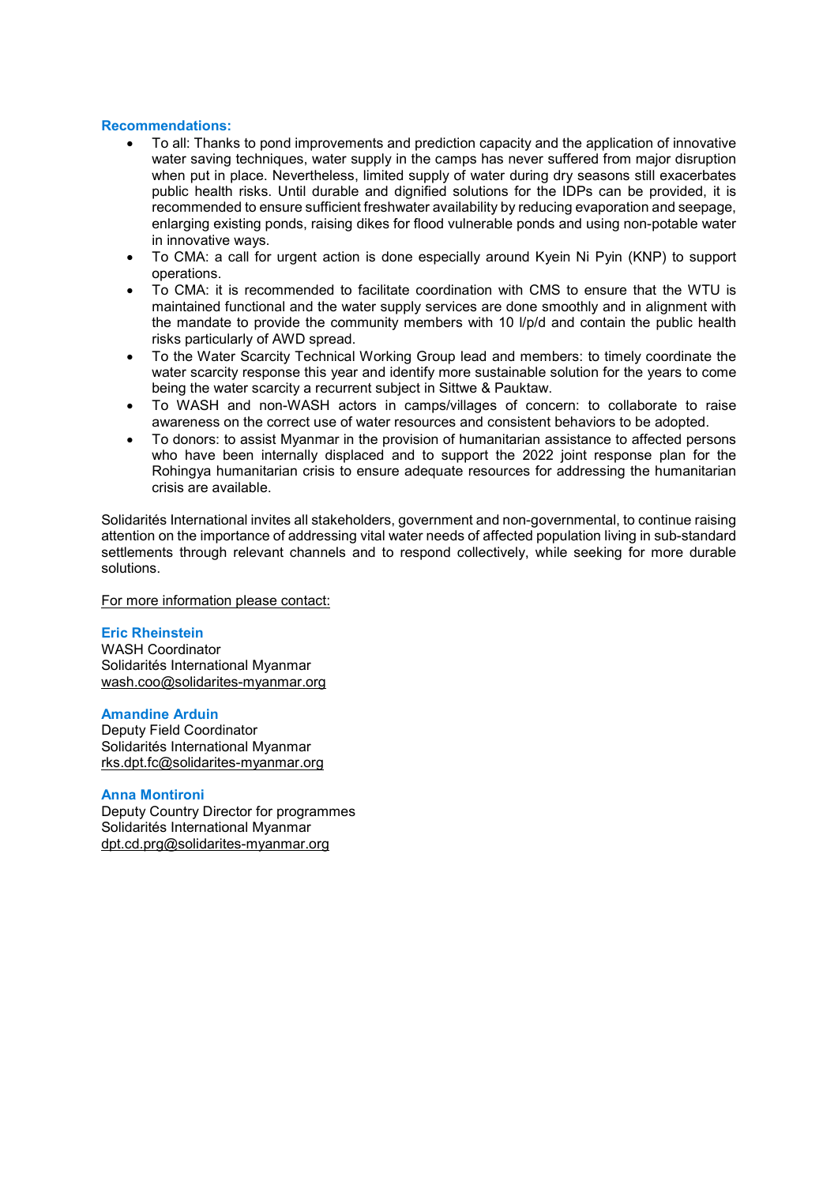**Recommendations:**

- To all: Thanks to pond improvements and prediction capacity and the application of innovative water saving techniques, water supply in the camps has never suffered from major disruption when put in place. Nevertheless, limited supply of water during dry seasons still exacerbates public health risks. Until durable and dignified solutions for the IDPs can be provided, it is recommended to ensure sufficient freshwater availability by reducing evaporation and seepage, enlarging existing ponds, raising dikes for flood vulnerable ponds and using non-potable water in innovative ways.
- To CMA: a call for urgent action is done especially around Kyein Ni Pyin (KNP) to support operations.
- To CMA: it is recommended to facilitate coordination with CMS to ensure that the WTU is maintained functional and the water supply services are done smoothly and in alignment with the mandate to provide the community members with 10 l/p/d and contain the public health risks particularly of AWD spread.
- To the Water Scarcity Technical Working Group lead and members: to timely coordinate the water scarcity response this year and identify more sustainable solution for the years to come being the water scarcity a recurrent subject in Sittwe & Pauktaw.
- To WASH and non-WASH actors in camps/villages of concern: to collaborate to raise awareness on the correct use of water resources and consistent behaviors to be adopted.
- To donors: to assist Myanmar in the provision of humanitarian assistance to affected persons who have been internally displaced and to support the 2022 joint response plan for the Rohingya humanitarian crisis to ensure adequate resources for addressing the humanitarian crisis are available.

Solidarités International invites all stakeholders, government and non-governmental, to continue raising attention on the importance of addressing vital water needs of affected population living in sub-standard settlements through relevant channels and to respond collectively, while seeking for more durable solutions.

For more information please contact:

**Eric Rheinstein**
WASH Coordinator
Solidarités International Myanmar
wash.coo@solidarites-myanmar.org

**Amandine Arduin**
Deputy Field Coordinator
Solidarités International Myanmar
rks.dpt.fc@solidarites-myanmar.org

**Anna Montironi**
Deputy Country Director for programmes
Solidarités International Myanmar
dpt.cd.prg@solidarites-myanmar.org